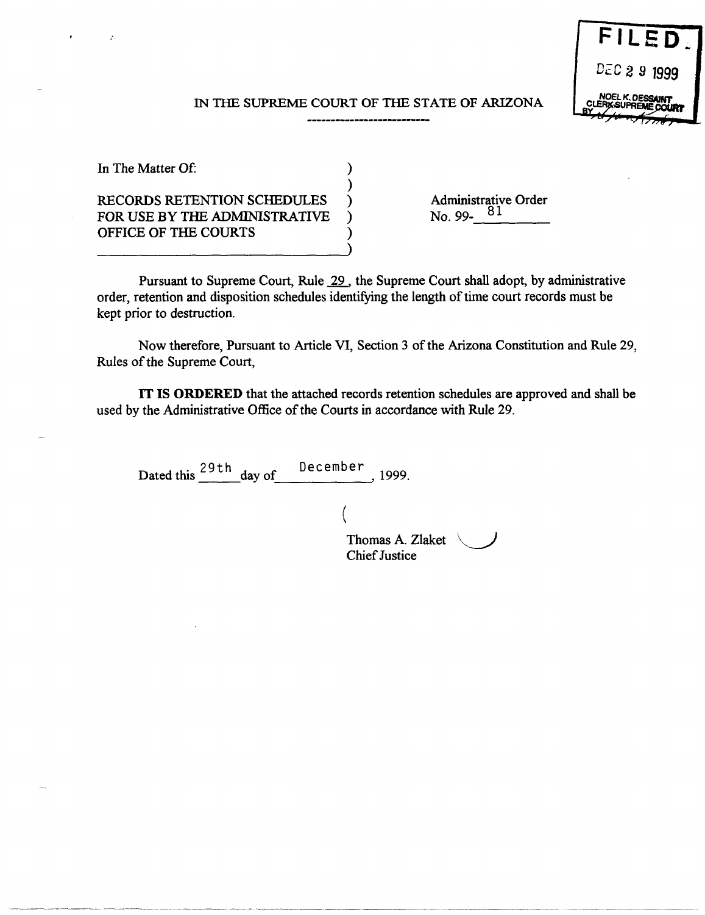FILED

DEC 2 9 1999

NOEL K. DESSAINT
CLERK SUPREME COURT

IN THE SUPREME COURT OF THE STATE OF ARIZONA

In The Matter Of:

RECORDS RETENTION SCHEDULES FOR USE BY THE ADMINISTRATIVE OFFICE OF THE COURTS

Administrative Order No. 99-81

Pursuant to Supreme Court, Rule 29, the Supreme Court shall adopt, by administrative order, retention and disposition schedules identifying the length of time court records must be kept prior to destruction.

Now therefore, Pursuant to Article VI, Section 3 of the Arizona Constitution and Rule 29, Rules of the Supreme Court,

**IT IS ORDERED** that the attached records retention schedules are approved and shall be used by the Administrative Office of the Courts in accordance with Rule 29.

Dated this 29th day of December, 1999.

Thomas A. Zlaket
Chief Justice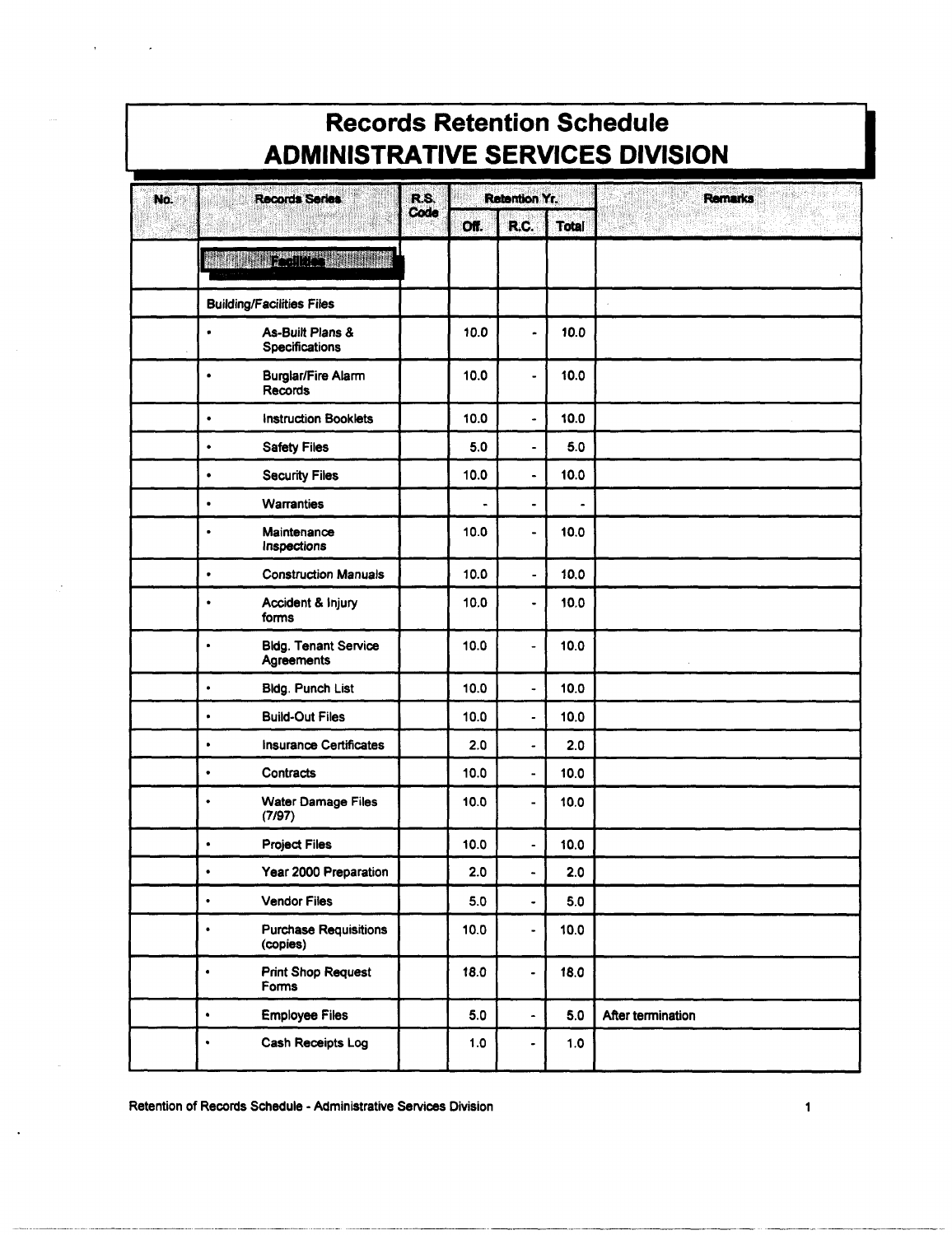# Records Retention Schedule
## ADMINISTRATIVE SERVICES DIVISION

| No. | Records Series | R.S. Code | Retention Yr. | | | Remarks |
|---|---|---|---|---|---|---|
| | | | Off. | R.C. | Total | |
| | **Facilities** | | | | | |
| | Building/Facilities Files | | | | | |
| | • As-Built Plans & Specifications | | 10.0 | - | 10.0 | |
| | • Burglar/Fire Alarm Records | | 10.0 | - | 10.0 | |
| | • Instruction Booklets | | 10.0 | - | 10.0 | |
| | • Safety Files | | 5.0 | - | 5.0 | |
| | • Security Files | | 10.0 | - | 10.0 | |
| | • Warranties | | - | - | - | |
| | • Maintenance Inspections | | 10.0 | - | 10.0 | |
| | • Construction Manuals | | 10.0 | - | 10.0 | |
| | • Accident & Injury forms | | 10.0 | - | 10.0 | |
| | • Bldg. Tenant Service Agreements | | 10.0 | - | 10.0 | |
| | • Bldg. Punch List | | 10.0 | - | 10.0 | |
| | • Build-Out Files | | 10.0 | - | 10.0 | |
| | • Insurance Certificates | | 2.0 | - | 2.0 | |
| | • Contracts | | 10.0 | - | 10.0 | |
| | • Water Damage Files (7/97) | | 10.0 | - | 10.0 | |
| | • Project Files | | 10.0 | - | 10.0 | |
| | • Year 2000 Preparation | | 2.0 | - | 2.0 | |
| | • Vendor Files | | 5.0 | - | 5.0 | |
| | • Purchase Requisitions (copies) | | 10.0 | - | 10.0 | |
| | • Print Shop Request Forms | | 18.0 | - | 18.0 | |
| | • Employee Files | | 5.0 | - | 5.0 | After termination |
| | • Cash Receipts Log | | 1.0 | - | 1.0 | |

Retention of Records Schedule - Administrative Services Division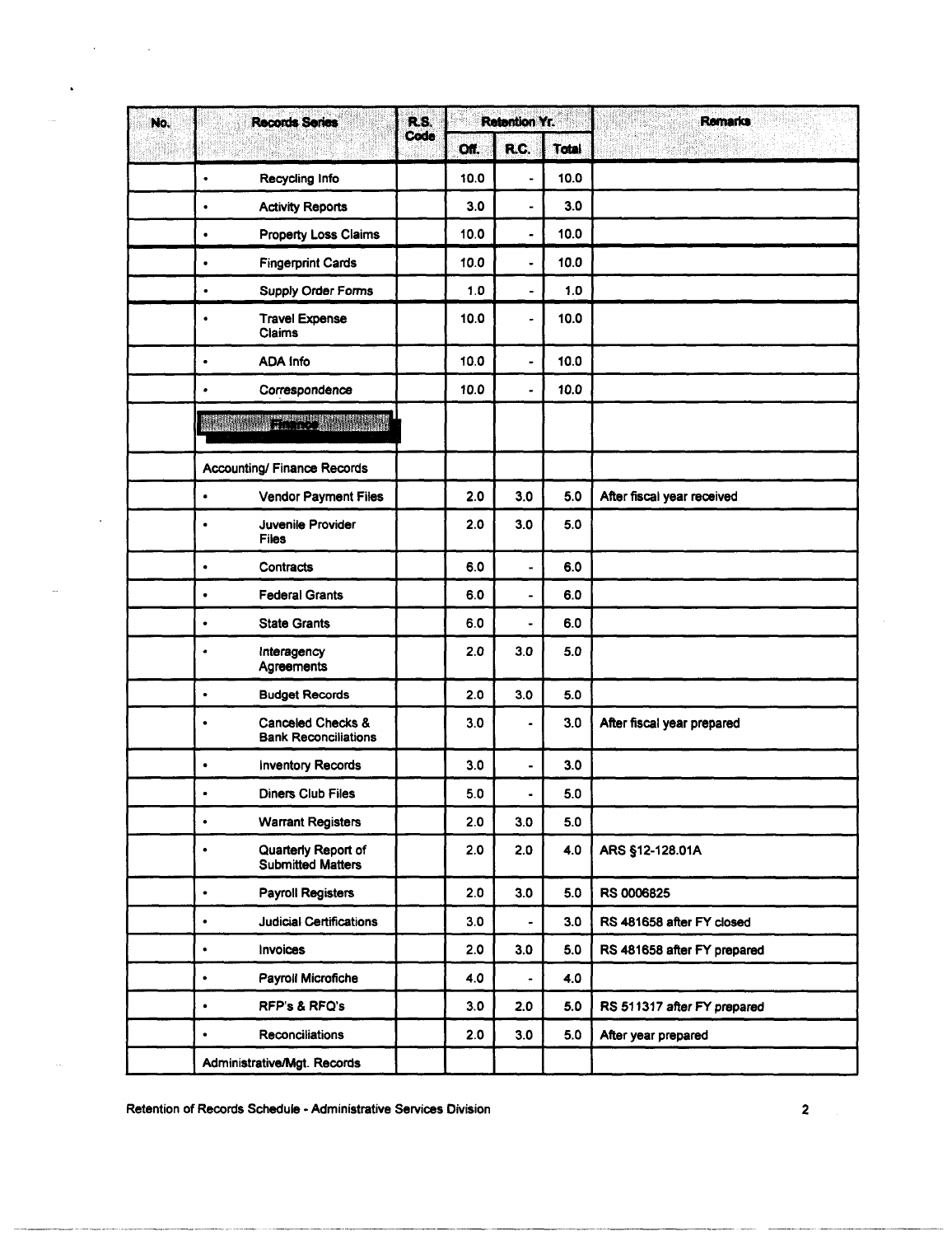| No. | Records Series | R.S. Code | Retention Yr. | | | Remarks |
|---|---|---|---|---|---|---|
| | | | Off. | R.C. | Total | |
| | • Recycling Info | | 10.0 | - | 10.0 | |
| | • Activity Reports | | 3.0 | - | 3.0 | |
| | • Property Loss Claims | | 10.0 | - | 10.0 | |
| | • Fingerprint Cards | | 10.0 | - | 10.0 | |
| | • Supply Order Forms | | 1.0 | - | 1.0 | |
| | • Travel Expense Claims | | 10.0 | - | 10.0 | |
| | • ADA Info | | 10.0 | - | 10.0 | |
| | • Correspondence | | 10.0 | - | 10.0 | |
| | **Finance** | | | | | |
| | Accounting/ Finance Records | | | | | |
| | • Vendor Payment Files | | 2.0 | 3.0 | 5.0 | After fiscal year received |
| | • Juvenile Provider Files | | 2.0 | 3.0 | 5.0 | |
| | • Contracts | | 6.0 | - | 6.0 | |
| | • Federal Grants | | 6.0 | - | 6.0 | |
| | • State Grants | | 6.0 | - | 6.0 | |
| | • Interagency Agreements | | 2.0 | 3.0 | 5.0 | |
| | • Budget Records | | 2.0 | 3.0 | 5.0 | |
| | • Canceled Checks & Bank Reconciliations | | 3.0 | - | 3.0 | After fiscal year prepared |
| | • Inventory Records | | 3.0 | - | 3.0 | |
| | • Diners Club Files | | 5.0 | - | 5.0 | |
| | • Warrant Registers | | 2.0 | 3.0 | 5.0 | |
| | • Quarterly Report of Submitted Matters | | 2.0 | 2.0 | 4.0 | ARS §12-128.01A |
| | • Payroll Registers | | 2.0 | 3.0 | 5.0 | RS 0006825 |
| | • Judicial Certifications | | 3.0 | - | 3.0 | RS 481658 after FY closed |
| | • Invoices | | 2.0 | 3.0 | 5.0 | RS 481658 after FY prepared |
| | • Payroll Microfiche | | 4.0 | - | 4.0 | |
| | • RFP's & RFQ's | | 3.0 | 2.0 | 5.0 | RS 511317 after FY prepared |
| | • Reconciliations | | 2.0 | 3.0 | 5.0 | After year prepared |
| | Administrative/Mgt. Records | | | | | |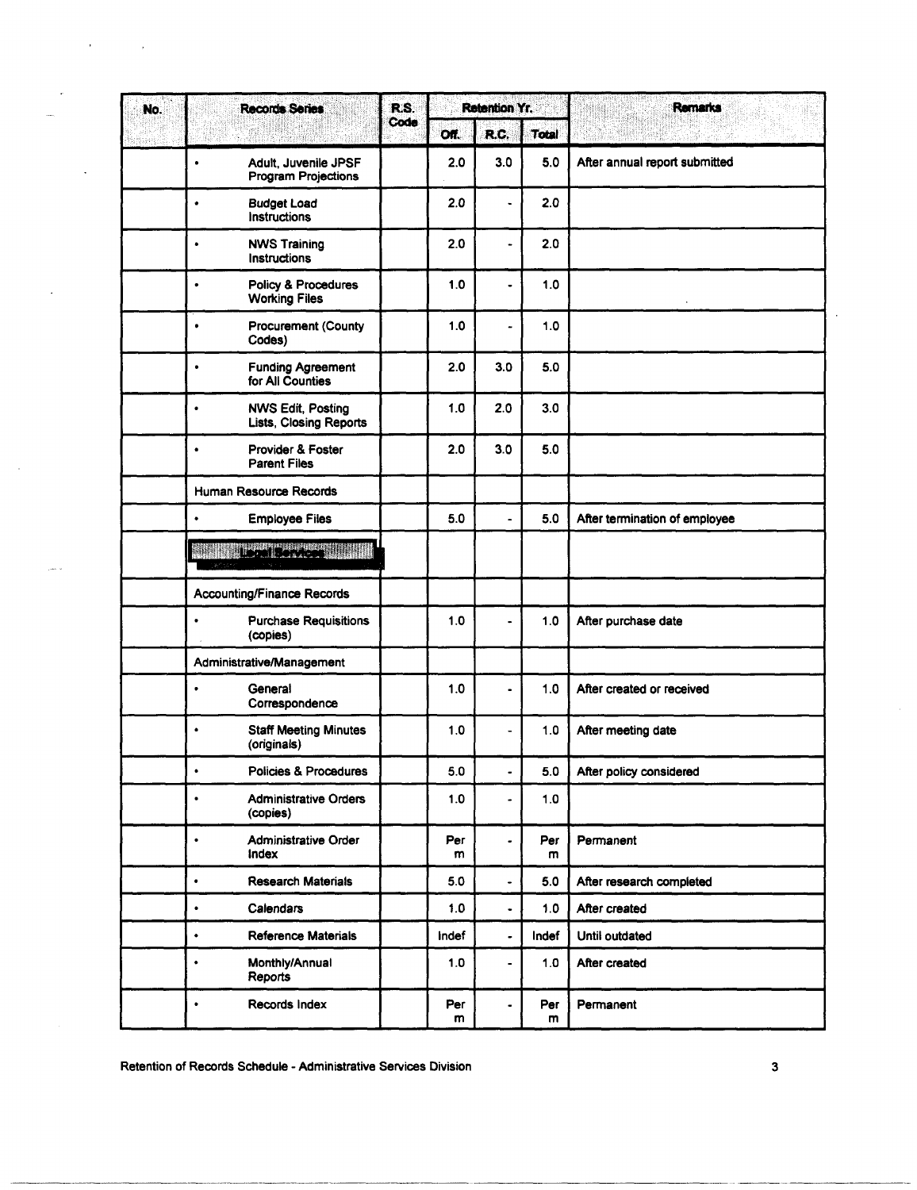| No. | Records Series | R.S. Code | Retention Yr. | | | Remarks |
|---|---|---|---|---|---|---|
| | | | Off. | R.C. | Total | |
| | • Adult, Juvenile JPSF Program Projections | | 2.0 | 3.0 | 5.0 | After annual report submitted |
| | • Budget Load Instructions | | 2.0 | - | 2.0 | |
| | • NWS Training Instructions | | 2.0 | - | 2.0 | |
| | • Policy & Procedures Working Files | | 1.0 | - | 1.0 | |
| | • Procurement (County Codes) | | 1.0 | - | 1.0 | |
| | • Funding Agreement for All Counties | | 2.0 | 3.0 | 5.0 | |
| | • NWS Edit, Posting Lists, Closing Reports | | 1.0 | 2.0 | 3.0 | |
| | • Provider & Foster Parent Files | | 2.0 | 3.0 | 5.0 | |
| | Human Resource Records | | | | | |
| | • Employee Files | | 5.0 | - | 5.0 | After termination of employee |
| | | | | | | |
| | Accounting/Finance Records | | | | | |
| | • Purchase Requisitions (copies) | | 1.0 | - | 1.0 | After purchase date |
| | Administrative/Management | | | | | |
| | • General Correspondence | | 1.0 | - | 1.0 | After created or received |
| | • Staff Meeting Minutes (originals) | | 1.0 | - | 1.0 | After meeting date |
| | • Policies & Procedures | | 5.0 | - | 5.0 | After policy considered |
| | • Administrative Orders (copies) | | 1.0 | - | 1.0 | |
| | • Administrative Order Index | | Perm | - | Perm | Permanent |
| | • Research Materials | | 5.0 | - | 5.0 | After research completed |
| | • Calendars | | 1.0 | - | 1.0 | After created |
| | • Reference Materials | | Indef | - | Indef | Until outdated |
| | • Monthly/Annual Reports | | 1.0 | - | 1.0 | After created |
| | • Records Index | | Perm | - | Perm | Permanent |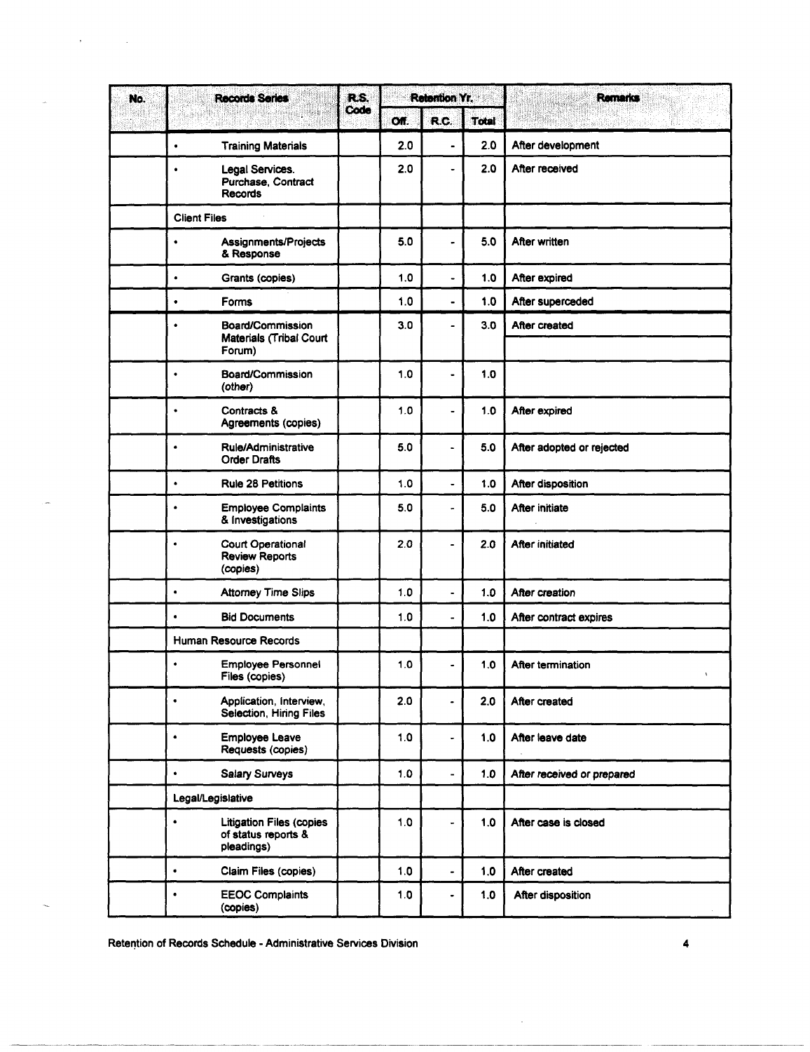| No. | Records Series | R.S. Code | Retention Yr. | | | Remarks |
|---|---|---|---|---|---|---|
| | | | Off. | R.C. | Total | |
| | • Training Materials | | 2.0 | - | 2.0 | After development |
| | • Legal Services. Purchase, Contract Records | | 2.0 | - | 2.0 | After received |
| | Client Files | | | | | |
| | • Assignments/Projects & Response | | 5.0 | - | 5.0 | After written |
| | • Grants (copies) | | 1.0 | - | 1.0 | After expired |
| | • Forms | | 1.0 | - | 1.0 | After superceded |
| | • Board/Commission Materials (Tribal Court Forum) | | 3.0 | - | 3.0 | After created |
| | • Board/Commission (other) | | 1.0 | - | 1.0 | |
| | • Contracts & Agreements (copies) | | 1.0 | - | 1.0 | After expired |
| | • Rule/Administrative Order Drafts | | 5.0 | - | 5.0 | After adopted or rejected |
| | • Rule 28 Petitions | | 1.0 | - | 1.0 | After disposition |
| | • Employee Complaints & Investigations | | 5.0 | - | 5.0 | After initiate |
| | • Court Operational Review Reports (copies) | | 2.0 | - | 2.0 | After initiated |
| | • Attorney Time Slips | | 1.0 | - | 1.0 | After creation |
| | • Bid Documents | | 1.0 | - | 1.0 | After contract expires |
| | Human Resource Records | | | | | |
| | • Employee Personnel Files (copies) | | 1.0 | - | 1.0 | After termination |
| | • Application, Interview, Selection, Hiring Files | | 2.0 | - | 2.0 | After created |
| | • Employee Leave Requests (copies) | | 1.0 | - | 1.0 | After leave date |
| | • Salary Surveys | | 1.0 | - | 1.0 | After received or prepared |
| | Legal/Legislative | | | | | |
| | • Litigation Files (copies of status reports & pleadings) | | 1.0 | - | 1.0 | After case is closed |
| | • Claim Files (copies) | | 1.0 | - | 1.0 | After created |
| | • EEOC Complaints (copies) | | 1.0 | - | 1.0 | After disposition |

Retention of Records Schedule - Administrative Services Division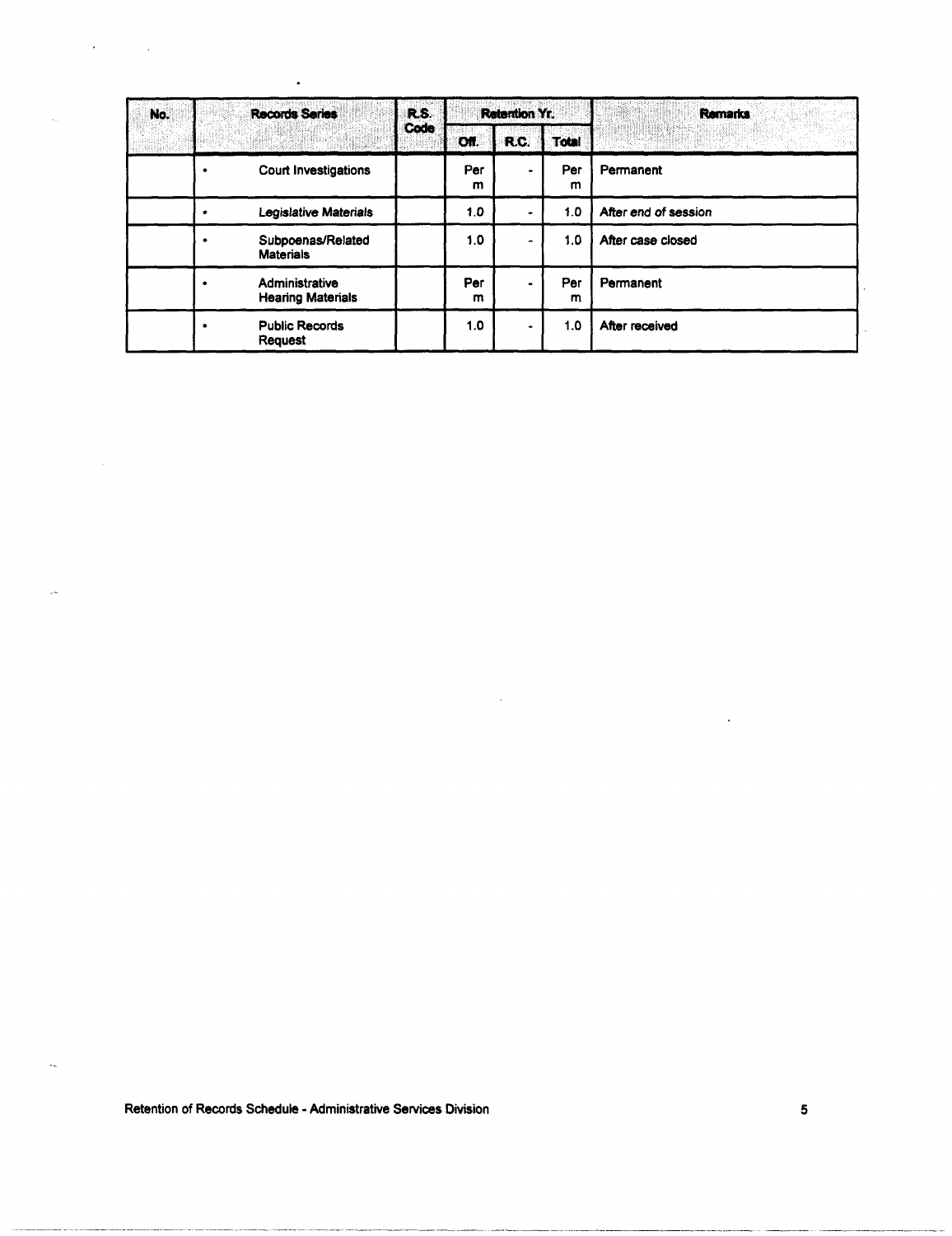| No. | Records Series | R.S. Code | Retention Yr. | | | Remarks |
|---|---|---|---|---|---|---|
| | | | Off. | R.C. | Total | |
| | • Court Investigations | | Perm | - | Perm | Permanent |
| | • Legislative Materials | | 1.0 | - | 1.0 | After end of session |
| | • Subpoenas/Related Materials | | 1.0 | - | 1.0 | After case closed |
| | • Administrative Hearing Materials | | Perm | - | Perm | Permanent |
| | • Public Records Request | | 1.0 | - | 1.0 | After received |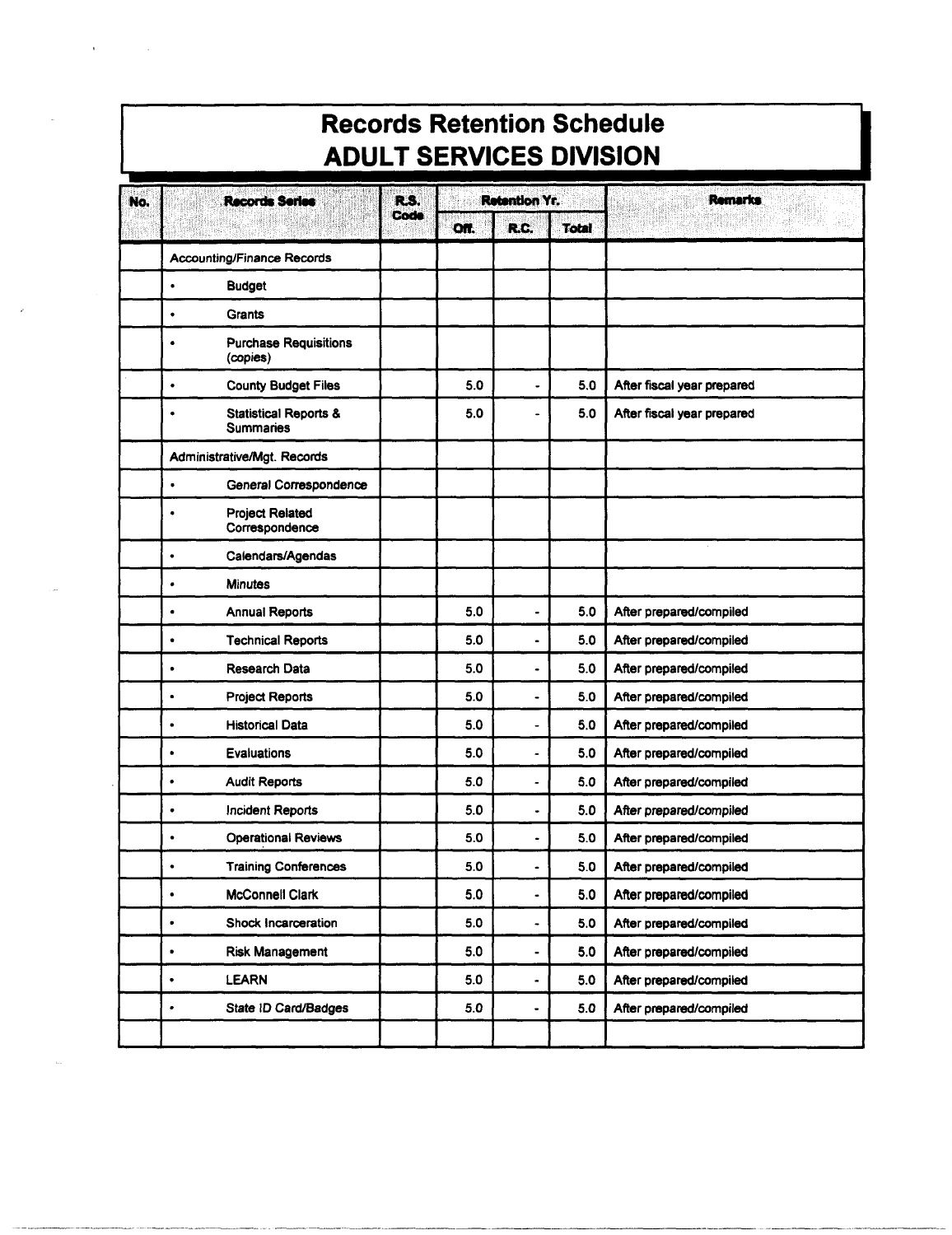# Records Retention Schedule
# ADULT SERVICES DIVISION

| No. | Records Series | R.S. Code | Retention Yr. | | | Remarks |
|---|---|---|---|---|---|---|
| | | | Off. | R.C. | Total | |
| | Accounting/Finance Records | | | | | |
| | • Budget | | | | | |
| | • Grants | | | | | |
| | • Purchase Requisitions (copies) | | | | | |
| | • County Budget Files | | 5.0 | - | 5.0 | After fiscal year prepared |
| | • Statistical Reports & Summaries | | 5.0 | - | 5.0 | After fiscal year prepared |
| | Administrative/Mgt. Records | | | | | |
| | • General Correspondence | | | | | |
| | • Project Related Correspondence | | | | | |
| | • Calendars/Agendas | | | | | |
| | • Minutes | | | | | |
| | • Annual Reports | | 5.0 | - | 5.0 | After prepared/compiled |
| | • Technical Reports | | 5.0 | - | 5.0 | After prepared/compiled |
| | • Research Data | | 5.0 | - | 5.0 | After prepared/compiled |
| | • Project Reports | | 5.0 | - | 5.0 | After prepared/compiled |
| | • Historical Data | | 5.0 | - | 5.0 | After prepared/compiled |
| | • Evaluations | | 5.0 | - | 5.0 | After prepared/compiled |
| | • Audit Reports | | 5.0 | - | 5.0 | After prepared/compiled |
| | • Incident Reports | | 5.0 | - | 5.0 | After prepared/compiled |
| | • Operational Reviews | | 5.0 | - | 5.0 | After prepared/compiled |
| | • Training Conferences | | 5.0 | - | 5.0 | After prepared/compiled |
| | • McConnell Clark | | 5.0 | - | 5.0 | After prepared/compiled |
| | • Shock Incarceration | | 5.0 | - | 5.0 | After prepared/compiled |
| | • Risk Management | | 5.0 | - | 5.0 | After prepared/compiled |
| | • LEARN | | 5.0 | - | 5.0 | After prepared/compiled |
| | • State ID Card/Badges | | 5.0 | - | 5.0 | After prepared/compiled |
| | | | | | | |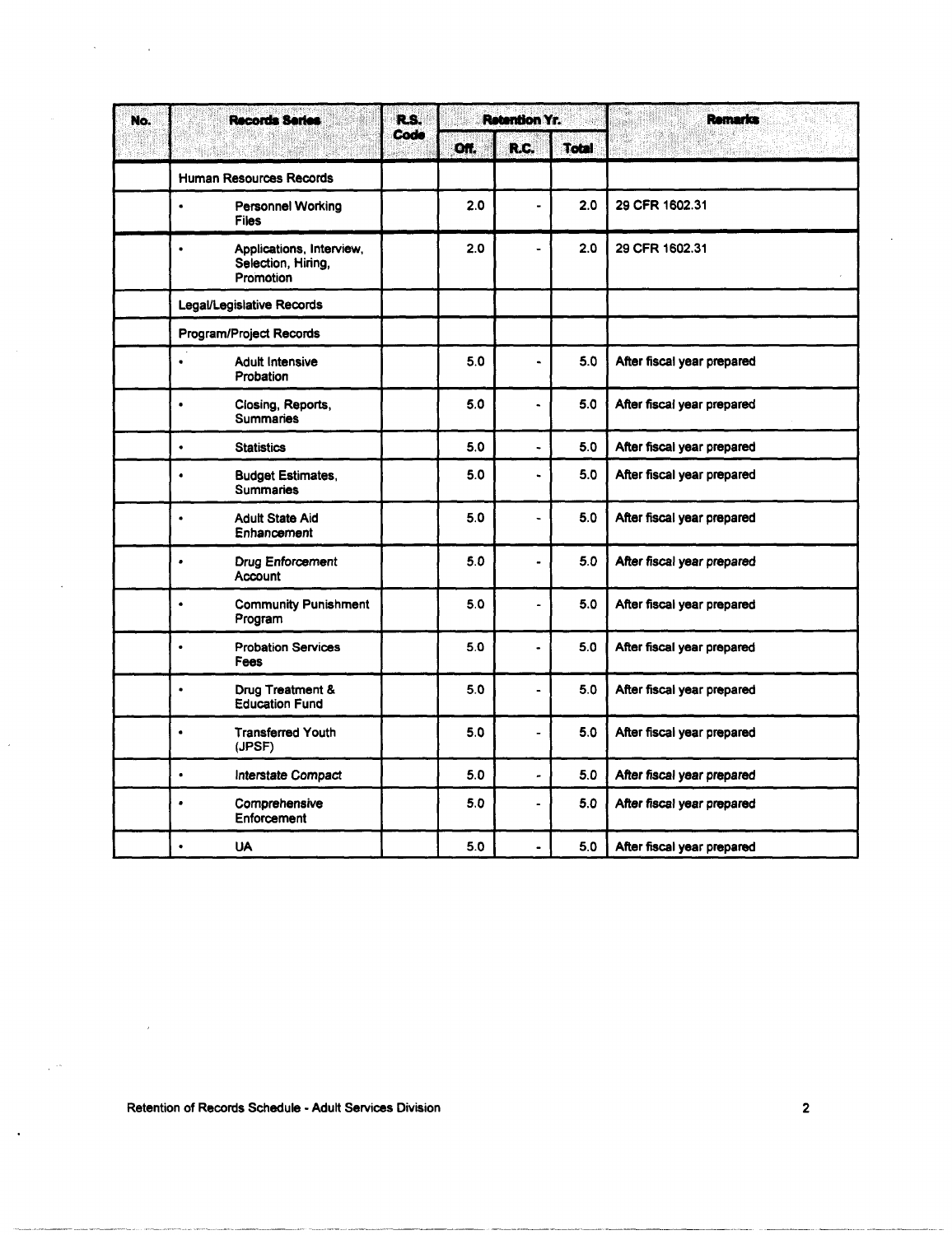| No. | Records Series | R.S. Code | Retention Yr. | | | Remarks |
|---|---|---|---|---|---|---|
| | | | Off. | R.C. | Total | |
| | Human Resources Records | | | | | |
| | • Personnel Working Files | | 2.0 | - | 2.0 | 29 CFR 1602.31 |
| | • Applications, Interview, Selection, Hiring, Promotion | | 2.0 | - | 2.0 | 29 CFR 1602.31 |
| | Legal/Legislative Records | | | | | |
| | Program/Project Records | | | | | |
| | • Adult Intensive Probation | | 5.0 | - | 5.0 | After fiscal year prepared |
| | • Closing, Reports, Summaries | | 5.0 | - | 5.0 | After fiscal year prepared |
| | • Statistics | | 5.0 | - | 5.0 | After fiscal year prepared |
| | • Budget Estimates, Summaries | | 5.0 | - | 5.0 | After fiscal year prepared |
| | • Adult State Aid Enhancement | | 5.0 | - | 5.0 | After fiscal year prepared |
| | • Drug Enforcement Account | | 5.0 | - | 5.0 | After fiscal year prepared |
| | • Community Punishment Program | | 5.0 | - | 5.0 | After fiscal year prepared |
| | • Probation Services Fees | | 5.0 | - | 5.0 | After fiscal year prepared |
| | • Drug Treatment & Education Fund | | 5.0 | - | 5.0 | After fiscal year prepared |
| | • Transferred Youth (JPSF) | | 5.0 | - | 5.0 | After fiscal year prepared |
| | • Interstate Compact | | 5.0 | - | 5.0 | After fiscal year prepared |
| | • Comprehensive Enforcement | | 5.0 | - | 5.0 | After fiscal year prepared |
| | • UA | | 5.0 | - | 5.0 | After fiscal year prepared |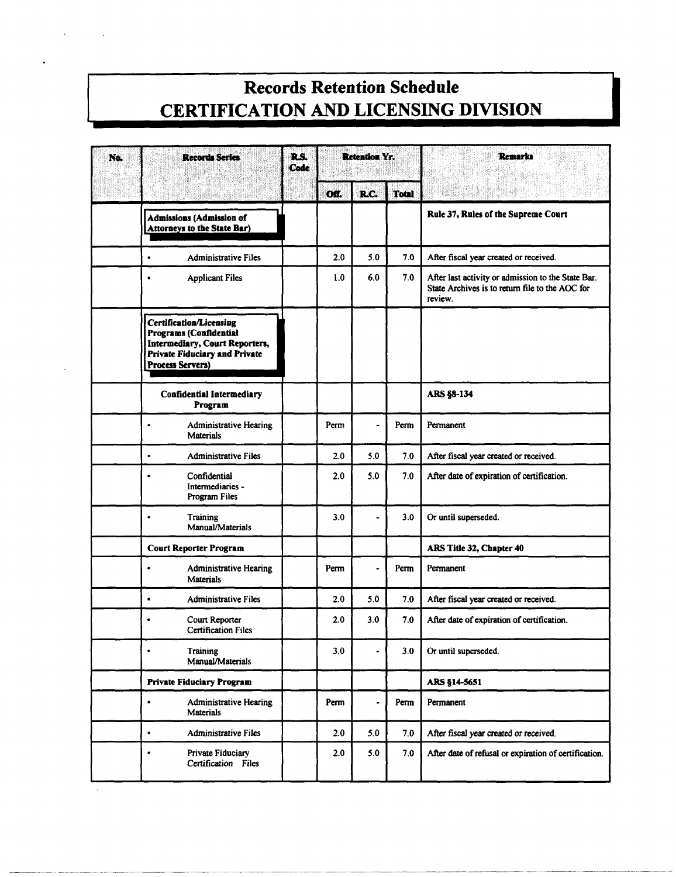# Records Retention Schedule
## CERTIFICATION AND LICENSING DIVISION

| No. | Records Series | R.S. Code | Retention Yr. | | | Remarks |
|---|---|---|---|---|---|---|
| | | | Off. | R.C. | Total | |
| | **Admissions (Admission of Attorneys to the State Bar)** | | | | | **Rule 37, Rules of the Supreme Court** |
| | • Administrative Files | | 2.0 | 5.0 | 7.0 | After fiscal year created or received. |
| | • Applicant Files | | 1.0 | 6.0 | 7.0 | After last activity or admission to the State Bar. State Archives is to return file to the AOC for review. |
| | **Certification/Licensing Programs (Confidential Intermediary, Court Reporters, Private Fiduciary and Private Process Servers)** | | | | | |
| | **Confidential Intermediary Program** | | | | | **ARS §8-134** |
| | • Administrative Hearing Materials | | Perm | - | Perm | Permanent |
| | • Administrative Files | | 2.0 | 5.0 | 7.0 | After fiscal year created or received. |
| | • Confidential Intermediaries - Program Files | | 2.0 | 5.0 | 7.0 | After date of expiration of certification. |
| | • Training Manual/Materials | | 3.0 | - | 3.0 | Or until superseded. |
| | **Court Reporter Program** | | | | | **ARS Title 32, Chapter 40** |
| | • Administrative Hearing Materials | | Perm | - | Perm | Permanent |
| | • Administrative Files | | 2.0 | 5.0 | 7.0 | After fiscal year created or received. |
| | • Court Reporter Certification Files | | 2.0 | 3.0 | 7.0 | After date of expiration of certification. |
| | • Training Manual/Materials | | 3.0 | - | 3.0 | Or until superseded. |
| | **Private Fiduciary Program** | | | | | **ARS §14-5651** |
| | • Administrative Hearing Materials | | Perm | - | Perm | Permanent |
| | • Administrative Files | | 2.0 | 5.0 | 7.0 | After fiscal year created or received. |
| | • Private Fiduciary Certification Files | | 2.0 | 5.0 | 7.0 | After date of refusal or expiration of certification. |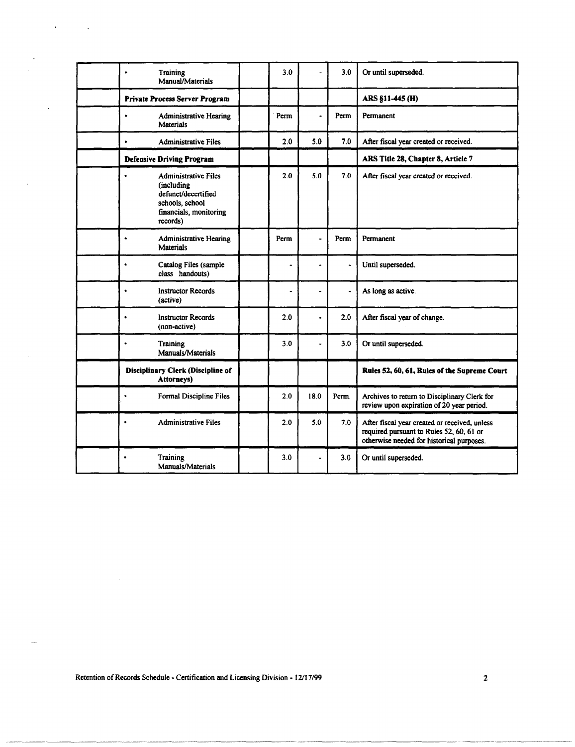| | | | | | | |
|---|---|---|---|---|---|---|
| | • Training Manual/Materials | | 3.0 | - | 3.0 | Or until superseded. |
| | **Private Process Server Program** | | | | | **ARS §11-445 (H)** |
| | • Administrative Hearing Materials | | Perm | - | Perm | Permanent |
| | • Administrative Files | | 2.0 | 5.0 | 7.0 | After fiscal year created or received. |
| | **Defensive Driving Program** | | | | | **ARS Title 28, Chapter 8, Article 7** |
| | • Administrative Files (including defunct/decertified schools, school financials, monitoring records) | | 2.0 | 5.0 | 7.0 | After fiscal year created or received. |
| | • Administrative Hearing Materials | | Perm | - | Perm | Permanent |
| | • Catalog Files (sample class handouts) | | - | - | - | Until superseded. |
| | • Instructor Records (active) | | - | - | - | As long as active. |
| | • Instructor Records (non-active) | | 2.0 | - | 2.0 | After fiscal year of change. |
| | • Training Manuals/Materials | | 3.0 | - | 3.0 | Or until superseded. |
| | **Disciplinary Clerk (Discipline of Attorneys)** | | | | | **Rules 52, 60, 61, Rules of the Supreme Court** |
| | • Formal Discipline Files | | 2.0 | 18.0 | Perm. | Archives to return to Disciplinary Clerk for review upon expiration of 20 year period. |
| | • Administrative Files | | 2.0 | 5.0 | 7.0 | After fiscal year created or received, unless required pursuant to Rules 52, 60, 61 or otherwise needed for historical purposes. |
| | • Training Manuals/Materials | | 3.0 | - | 3.0 | Or until superseded. |

Retention of Records Schedule - Certification and Licensing Division - 12/17/99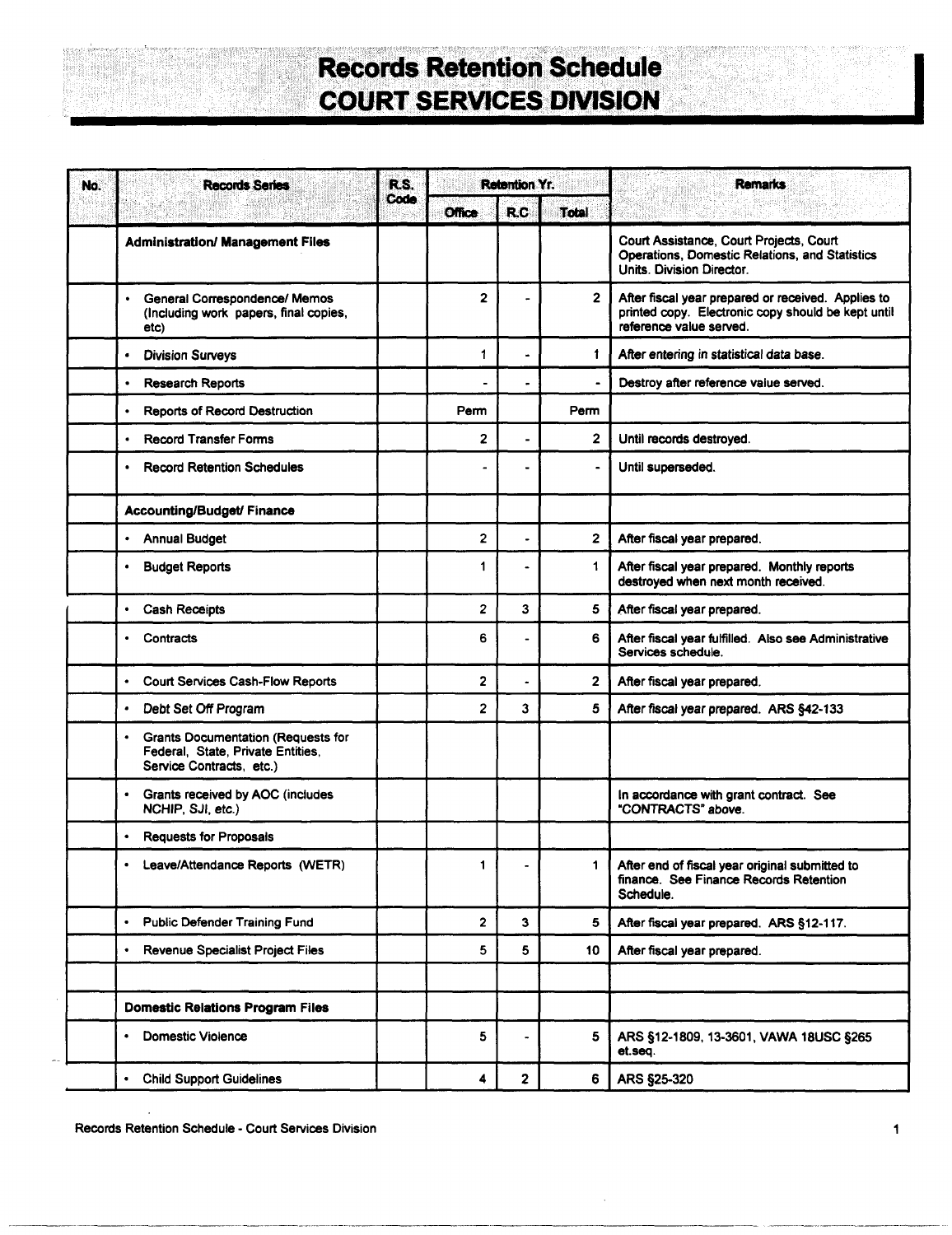# Records Retention Schedule
## COURT SERVICES DIVISION

| No. | Records Series | R.S. Code | Retention Yr. | | | Remarks |
|---|---|---|---|---|---|---|
| | | | Office | R.C | Total | |
| | **Administration/ Management Files** | | | | | Court Assistance, Court Projects, Court Operations, Domestic Relations, and Statistics Units. Division Director. |
| | • General Correspondence/ Memos (Including work papers, final copies, etc) | | 2 | - | 2 | After fiscal year prepared or received. Applies to printed copy. Electronic copy should be kept until reference value served. |
| | • Division Surveys | | 1 | - | 1 | After entering in statistical data base. |
| | • Research Reports | | - | - | - | Destroy after reference value served. |
| | • Reports of Record Destruction | | Perm | | Perm | |
| | • Record Transfer Forms | | 2 | - | 2 | Until records destroyed. |
| | • Record Retention Schedules | | - | - | - | Until superseded. |
| | **Accounting/Budget/ Finance** | | | | | |
| | • Annual Budget | | 2 | - | 2 | After fiscal year prepared. |
| | • Budget Reports | | 1 | - | 1 | After fiscal year prepared. Monthly reports destroyed when next month received. |
| | • Cash Receipts | | 2 | 3 | 5 | After fiscal year prepared. |
| | • Contracts | | 6 | - | 6 | After fiscal year fulfilled. Also see Administrative Services schedule. |
| | • Court Services Cash-Flow Reports | | 2 | - | 2 | After fiscal year prepared. |
| | • Debt Set Off Program | | 2 | 3 | 5 | After fiscal year prepared. ARS §42-133 |
| | • Grants Documentation (Requests for Federal, State, Private Entities, Service Contracts, etc.) | | | | | |
| | • Grants received by AOC (includes NCHIP, SJI, etc.) | | | | | In accordance with grant contract. See "CONTRACTS" above. |
| | • Requests for Proposals | | | | | |
| | • Leave/Attendance Reports (WETR) | | 1 | - | 1 | After end of fiscal year original submitted to finance. See Finance Records Retention Schedule. |
| | • Public Defender Training Fund | | 2 | 3 | 5 | After fiscal year prepared. ARS §12-117. |
| | • Revenue Specialist Project Files | | 5 | 5 | 10 | After fiscal year prepared. |
| | | | | | | |
| | **Domestic Relations Program Files** | | | | | |
| | • Domestic Violence | | 5 | - | 5 | ARS §12-1809, 13-3601, VAWA 18USC §265 et.seq. |
| | • Child Support Guidelines | | 4 | 2 | 6 | ARS §25-320 |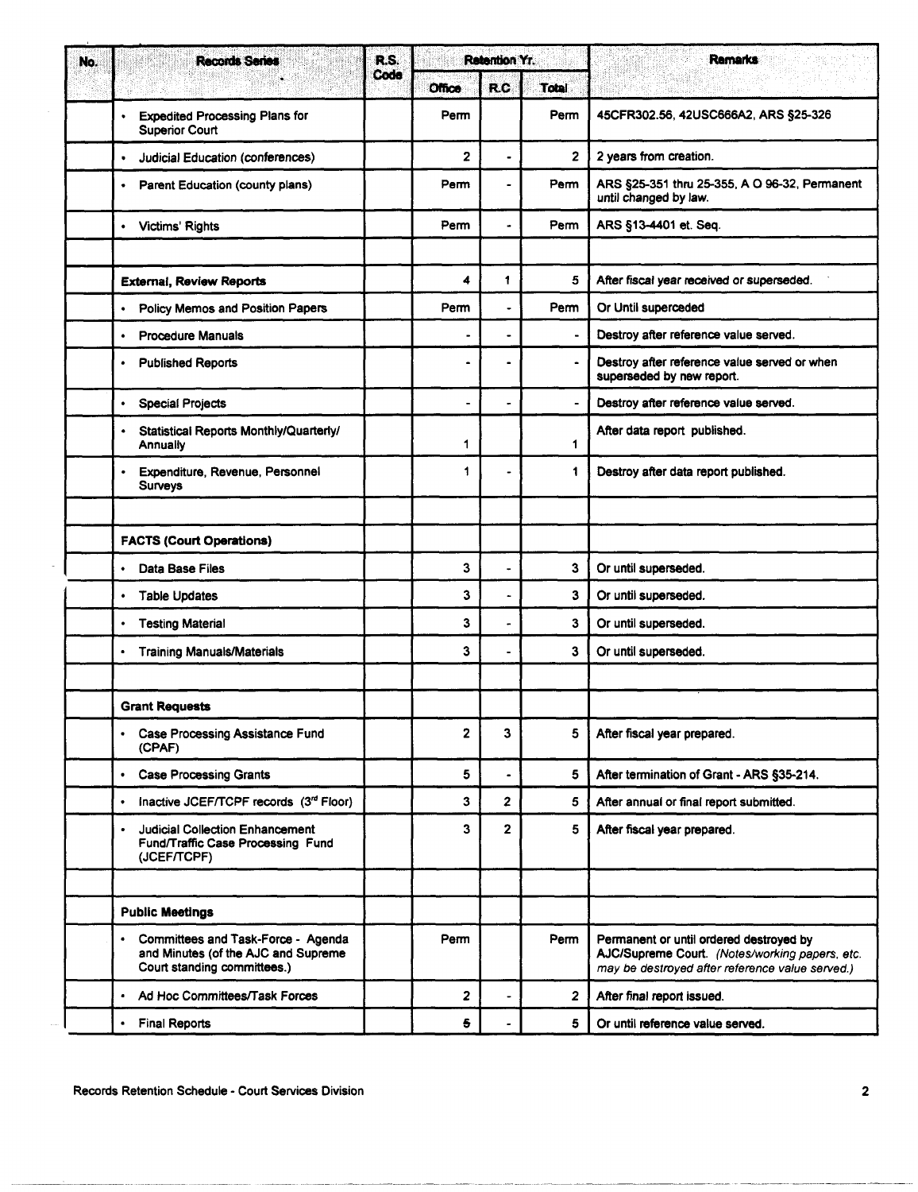| No. | Records Series | R.S. Code | Retention Yr. | | | Remarks |
|---|---|---|---|---|---|---|
| | | | Office | R.C | Total | |
| | • Expedited Processing Plans for Superior Court | | Perm | | Perm | 45CFR302.56, 42USC666A2, ARS §25-326 |
| | • Judicial Education (conferences) | | 2 | - | 2 | 2 years from creation. |
| | • Parent Education (county plans) | | Perm | - | Perm | ARS §25-351 thru 25-355, A O 96-32, Permanent until changed by law. |
| | • Victims' Rights | | Perm | - | Perm | ARS §13-4401 et. Seq. |
| | | | | | | |
| | **External, Review Reports** | | 4 | 1 | 5 | After fiscal year received or superseded. |
| | • Policy Memos and Position Papers | | Perm | - | Perm | Or Until superceded |
| | • Procedure Manuals | | - | - | - | Destroy after reference value served. |
| | • Published Reports | | - | - | - | Destroy after reference value served or when superseded by new report. |
| | • Special Projects | | - | - | - | Destroy after reference value served. |
| | • Statistical Reports Monthly/Quarterly/Annually | | 1 | | 1 | After data report published. |
| | • Expenditure, Revenue, Personnel Surveys | | 1 | - | 1 | Destroy after data report published. |
| | | | | | | |
| | **FACTS (Court Operations)** | | | | | |
| | • Data Base Files | | 3 | - | 3 | Or until superseded. |
| | • Table Updates | | 3 | - | 3 | Or until superseded. |
| | • Testing Material | | 3 | - | 3 | Or until superseded. |
| | • Training Manuals/Materials | | 3 | - | 3 | Or until superseded. |
| | | | | | | |
| | **Grant Requests** | | | | | |
| | • Case Processing Assistance Fund (CPAF) | | 2 | 3 | 5 | After fiscal year prepared. |
| | • Case Processing Grants | | 5 | - | 5 | After termination of Grant - ARS §35-214. |
| | • Inactive JCEF/TCPF records (3rd Floor) | | 3 | 2 | 5 | After annual or final report submitted. |
| | • Judicial Collection Enhancement Fund/Traffic Case Processing Fund (JCEF/TCPF) | | 3 | 2 | 5 | After fiscal year prepared. |
| | | | | | | |
| | **Public Meetings** | | | | | |
| | • Committees and Task-Force - Agenda and Minutes (of the AJC and Supreme Court standing committees.) | | Perm | | Perm | Permanent or until ordered destroyed by AJC/Supreme Court. *(Notes/working papers, etc. may be destroyed after reference value served.)* |
| | • Ad Hoc Committees/Task Forces | | 2 | - | 2 | After final report issued. |
| | • Final Reports | | 5 | - | 5 | Or until reference value served. |

Records Retention Schedule - Court Services Division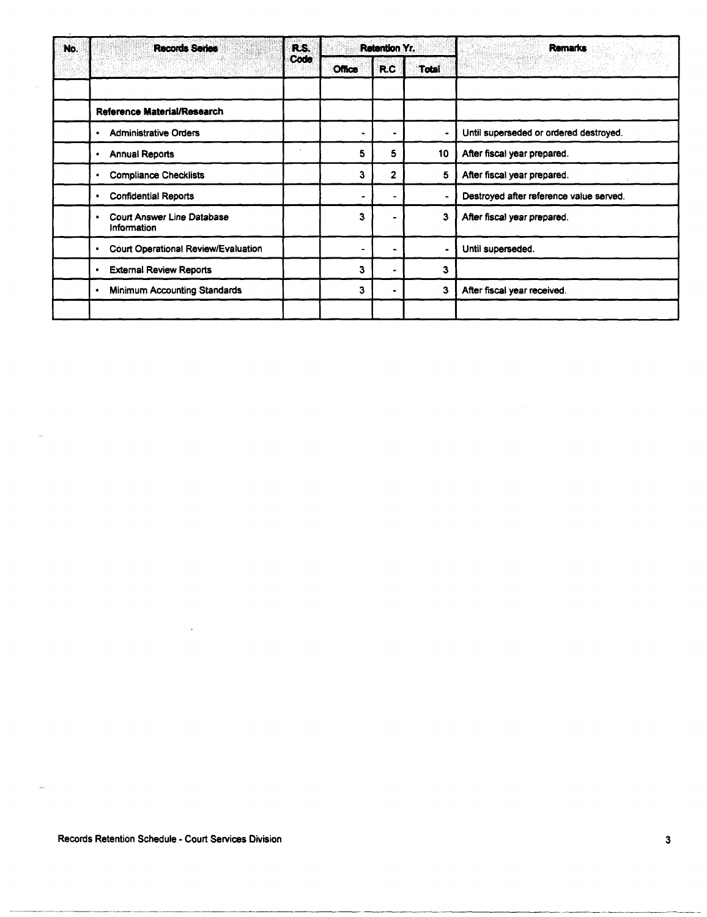| No. | Records Series | R.S. Code | Retention Yr. | | | Remarks |
|---|---|---|---|---|---|---|
| | | | Office | R.C | Total | |
| | | | | | | |
| | **Reference Material/Research** | | | | | |
| | • Administrative Orders | | - | - | - | Until superseded or ordered destroyed. |
| | • Annual Reports | | 5 | 5 | 10 | After fiscal year prepared. |
| | • Compliance Checklists | | 3 | 2 | 5 | After fiscal year prepared. |
| | • Confidential Reports | | - | - | - | Destroyed after reference value served. |
| | • Court Answer Line Database Information | | 3 | - | 3 | After fiscal year prepared. |
| | • Court Operational Review/Evaluation | | - | - | - | Until superseded. |
| | • External Review Reports | | 3 | - | 3 | |
| | • Minimum Accounting Standards | | 3 | - | 3 | After fiscal year received. |
| | | | | | | |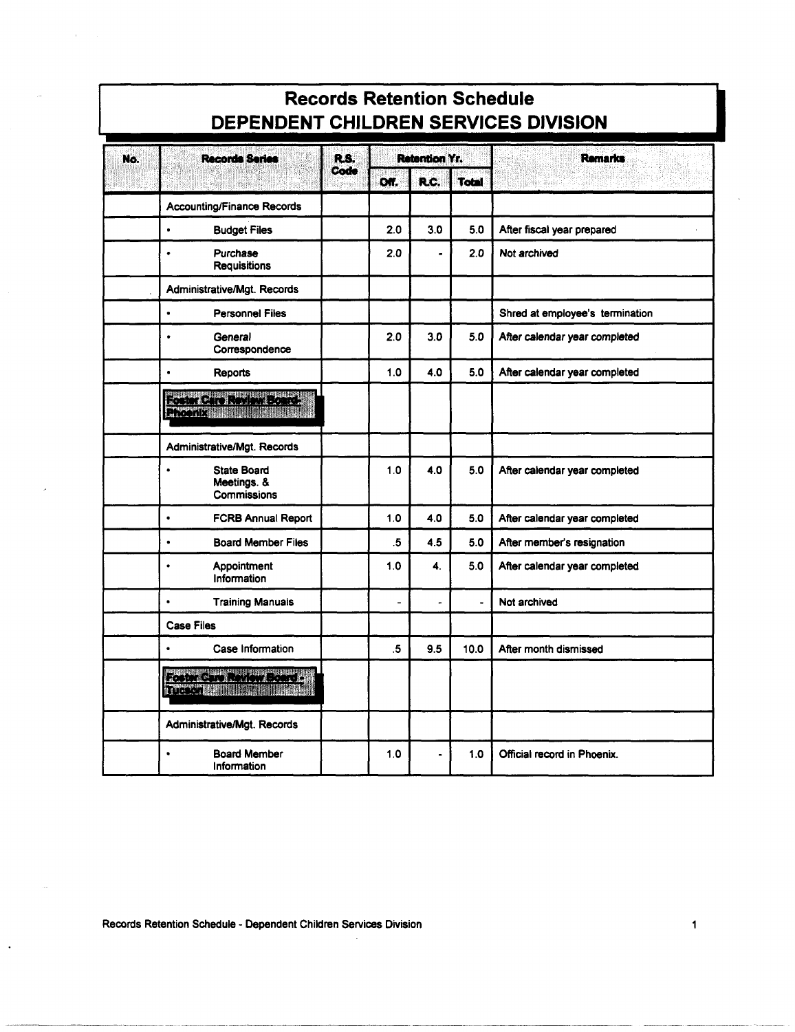# Records Retention Schedule
## DEPENDENT CHILDREN SERVICES DIVISION

| No. | Records Series | R.S. Code | Retention Yr. | | | Remarks |
|---|---|---|---|---|---|---|
| | | | Off. | R.C. | Total | |
| | Accounting/Finance Records | | | | | |
| | • Budget Files | | 2.0 | 3.0 | 5.0 | After fiscal year prepared |
| | • Purchase Requisitions | | 2.0 | - | 2.0 | Not archived |
| | Administrative/Mgt. Records | | | | | |
| | • Personnel Files | | | | | Shred at employee's termination |
| | • General Correspondence | | 2.0 | 3.0 | 5.0 | After calendar year completed |
| | • Reports | | 1.0 | 4.0 | 5.0 | After calendar year completed |
| | **Foster Care Review Board-Phoenix** | | | | | |
| | Administrative/Mgt. Records | | | | | |
| | • State Board Meetings. & Commissions | | 1.0 | 4.0 | 5.0 | After calendar year completed |
| | • FCRB Annual Report | | 1.0 | 4.0 | 5.0 | After calendar year completed |
| | • Board Member Files | | .5 | 4.5 | 5.0 | After member's resignation |
| | • Appointment Information | | 1.0 | 4. | 5.0 | After calendar year completed |
| | • Training Manuals | | - | - | - | Not archived |
| | Case Files | | | | | |
| | • Case Information | | .5 | 9.5 | 10.0 | After month dismissed |
| | **Foster Care Review Board - Tucson** | | | | | |
| | Administrative/Mgt. Records | | | | | |
| | • Board Member Information | | 1.0 | - | 1.0 | Official record in Phoenix. |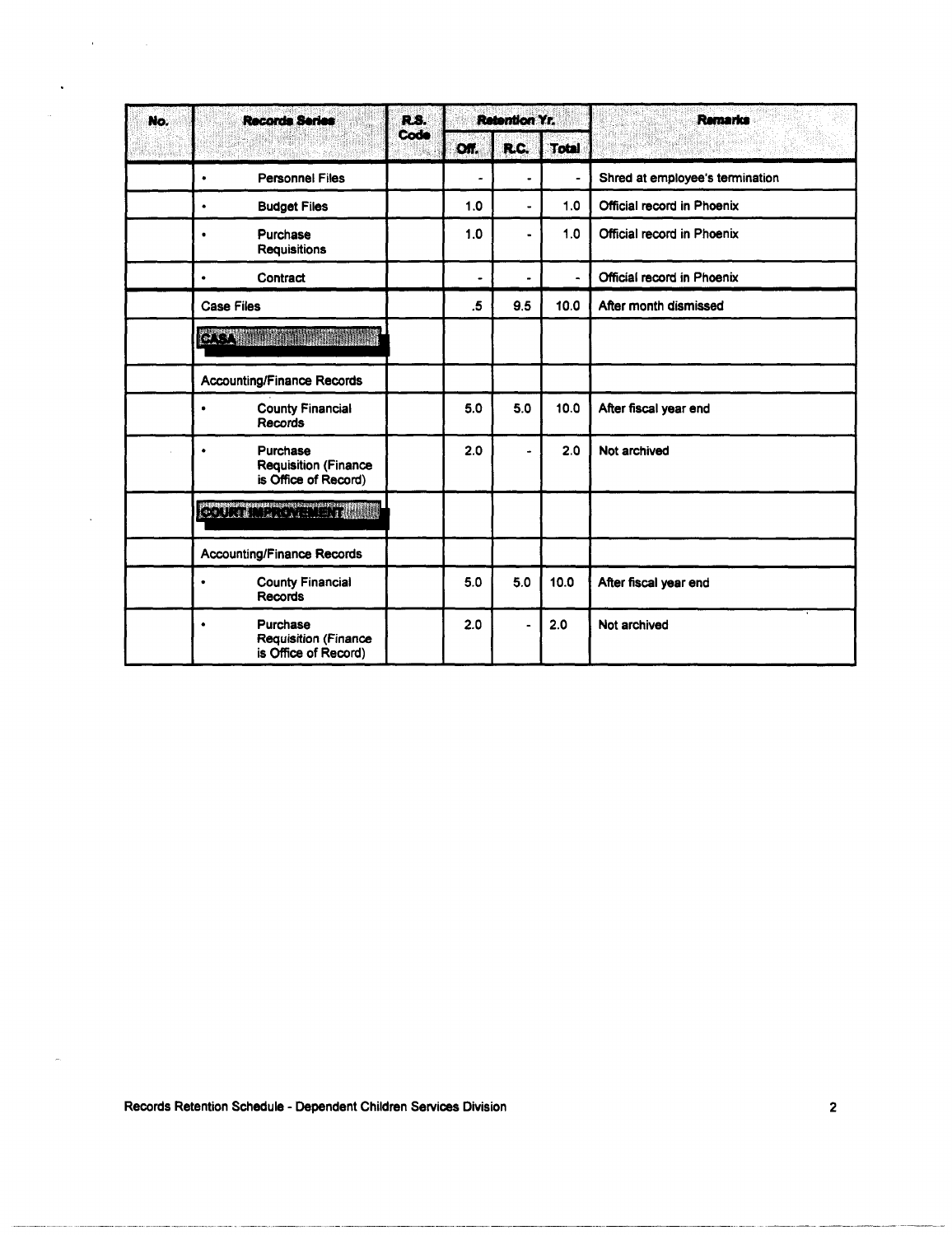| No. | Records Series | R.S. Code | Retention Yr. | | | Remarks |
|---|---|---|---|---|---|---|
| | | | Off. | R.C. | Total | |
| | • Personnel Files | | - | - | - | Shred at employee's termination |
| | • Budget Files | | 1.0 | - | 1.0 | Official record in Phoenix |
| | • Purchase Requisitions | | 1.0 | - | 1.0 | Official record in Phoenix |
| | • Contract | | - | - | - | Official record in Phoenix |
| | Case Files | | .5 | 9.5 | 10.0 | After month dismissed |
| | **CASA** | | | | | |
| | Accounting/Finance Records | | | | | |
| | • County Financial Records | | 5.0 | 5.0 | 10.0 | After fiscal year end |
| | • Purchase Requisition (Finance is Office of Record) | | 2.0 | - | 2.0 | Not archived |
| | **COURT IMPROVEMENT** | | | | | |
| | Accounting/Finance Records | | | | | |
| | • County Financial Records | | 5.0 | 5.0 | 10.0 | After fiscal year end |
| | • Purchase Requisition (Finance is Office of Record) | | 2.0 | - | 2.0 | Not archived |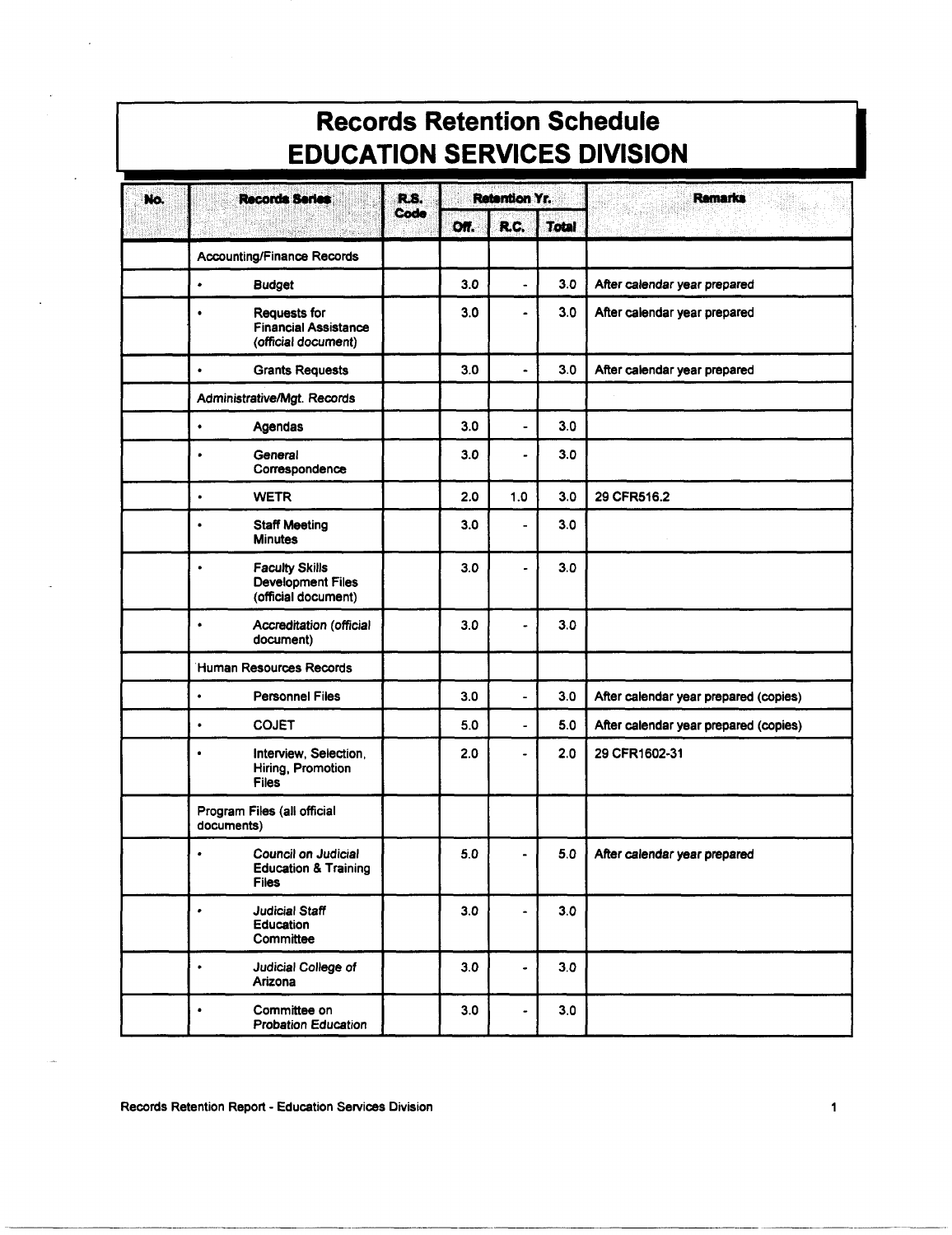# Records Retention Schedule
## EDUCATION SERVICES DIVISION

| No. | Records Series | R.S. Code | Retention Yr. | | | Remarks |
|---|---|---|---|---|---|---|
| | | | Off. | R.C. | Total | |
| | Accounting/Finance Records | | | | | |
| | • Budget | | 3.0 | - | 3.0 | After calendar year prepared |
| | • Requests for Financial Assistance (official document) | | 3.0 | - | 3.0 | After calendar year prepared |
| | • Grants Requests | | 3.0 | - | 3.0 | After calendar year prepared |
| | Administrative/Mgt. Records | | | | | |
| | • Agendas | | 3.0 | - | 3.0 | |
| | • General Correspondence | | 3.0 | - | 3.0 | |
| | • WETR | | 2.0 | 1.0 | 3.0 | 29 CFR516.2 |
| | • Staff Meeting Minutes | | 3.0 | - | 3.0 | |
| | • Faculty Skills Development Files (official document) | | 3.0 | - | 3.0 | |
| | • Accreditation (official document) | | 3.0 | - | 3.0 | |
| | Human Resources Records | | | | | |
| | • Personnel Files | | 3.0 | - | 3.0 | After calendar year prepared (copies) |
| | • COJET | | 5.0 | - | 5.0 | After calendar year prepared (copies) |
| | • Interview, Selection, Hiring, Promotion Files | | 2.0 | - | 2.0 | 29 CFR1602-31 |
| | Program Files (all official documents) | | | | | |
| | • Council on Judicial Education & Training Files | | 5.0 | - | 5.0 | After calendar year prepared |
| | • Judicial Staff Education Committee | | 3.0 | - | 3.0 | |
| | • Judicial College of Arizona | | 3.0 | - | 3.0 | |
| | • Committee on Probation Education | | 3.0 | - | 3.0 | |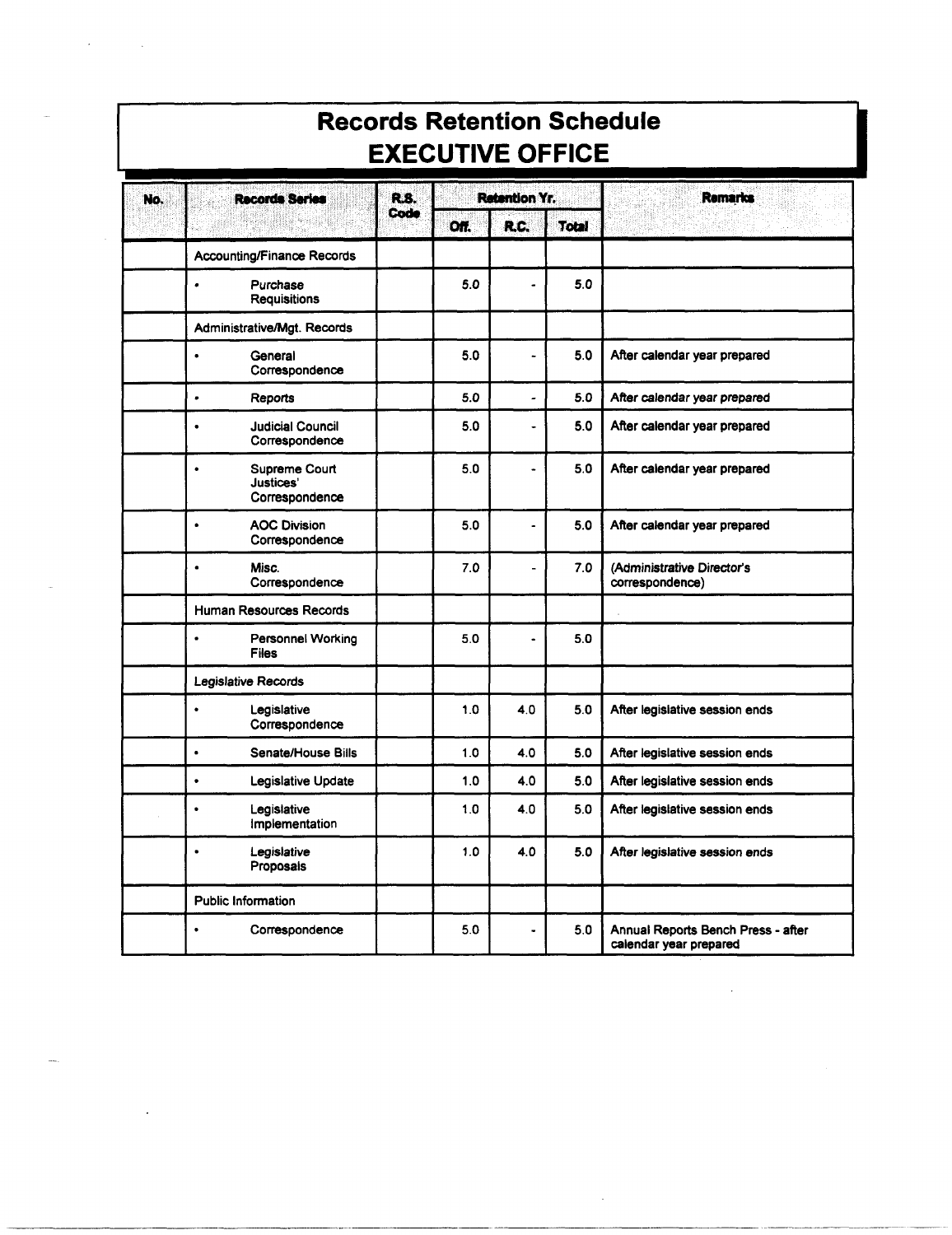# Records Retention Schedule
## EXECUTIVE OFFICE

| No. | Records Series | R.S. Code | Retention Yr. | | | Remarks |
|---|---|---|---|---|---|---|
| | | | Off. | R.C. | Total | |
| | Accounting/Finance Records | | | | | |
| | • Purchase Requisitions | | 5.0 | - | 5.0 | |
| | Administrative/Mgt. Records | | | | | |
| | • General Correspondence | | 5.0 | - | 5.0 | After calendar year prepared |
| | • Reports | | 5.0 | - | 5.0 | After calendar year prepared |
| | • Judicial Council Correspondence | | 5.0 | - | 5.0 | After calendar year prepared |
| | • Supreme Court Justices' Correspondence | | 5.0 | - | 5.0 | After calendar year prepared |
| | • AOC Division Correspondence | | 5.0 | - | 5.0 | After calendar year prepared |
| | • Misc. Correspondence | | 7.0 | - | 7.0 | (Administrative Director's correspondence) |
| | Human Resources Records | | | | | |
| | • Personnel Working Files | | 5.0 | - | 5.0 | |
| | Legislative Records | | | | | |
| | • Legislative Correspondence | | 1.0 | 4.0 | 5.0 | After legislative session ends |
| | • Senate/House Bills | | 1.0 | 4.0 | 5.0 | After legislative session ends |
| | • Legislative Update | | 1.0 | 4.0 | 5.0 | After legislative session ends |
| | • Legislative Implementation | | 1.0 | 4.0 | 5.0 | After legislative session ends |
| | • Legislative Proposals | | 1.0 | 4.0 | 5.0 | After legislative session ends |
| | Public Information | | | | | |
| | • Correspondence | | 5.0 | - | 5.0 | Annual Reports Bench Press - after calendar year prepared |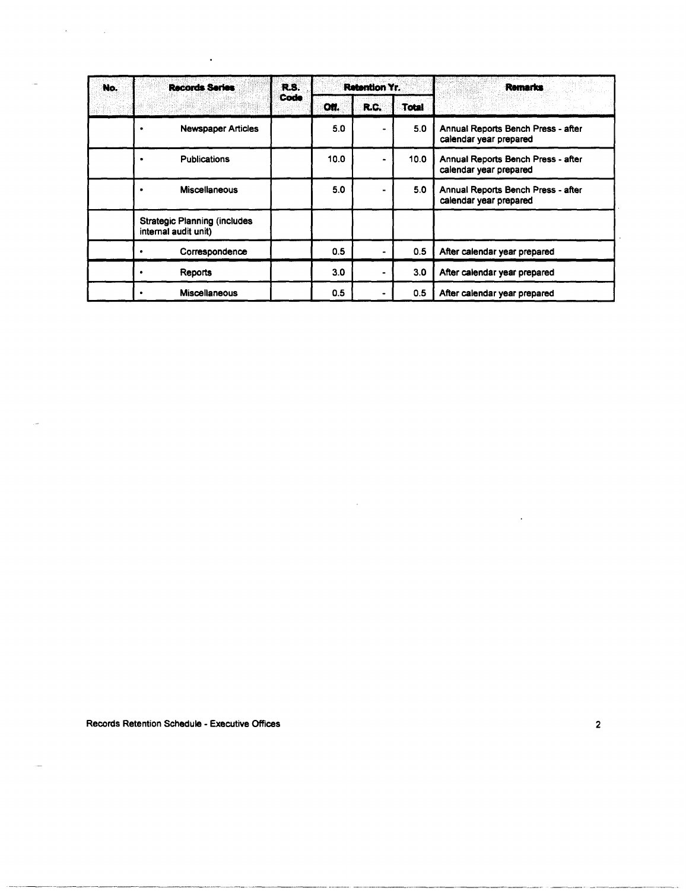| No. | Records Series | R.S. Code | Retention Yr. | | | Remarks |
|---|---|---|---|---|---|---|
| | | | Off. | R.C. | Total | |
| | • Newspaper Articles | | 5.0 | - | 5.0 | Annual Reports Bench Press - after calendar year prepared |
| | • Publications | | 10.0 | - | 10.0 | Annual Reports Bench Press - after calendar year prepared |
| | • Miscellaneous | | 5.0 | - | 5.0 | Annual Reports Bench Press - after calendar year prepared |
| | Strategic Planning (includes internal audit unit) | | | | | |
| | • Correspondence | | 0.5 | - | 0.5 | After calendar year prepared |
| | • Reports | | 3.0 | - | 3.0 | After calendar year prepared |
| | • Miscellaneous | | 0.5 | - | 0.5 | After calendar year prepared |

Records Retention Schedule - Executive Offices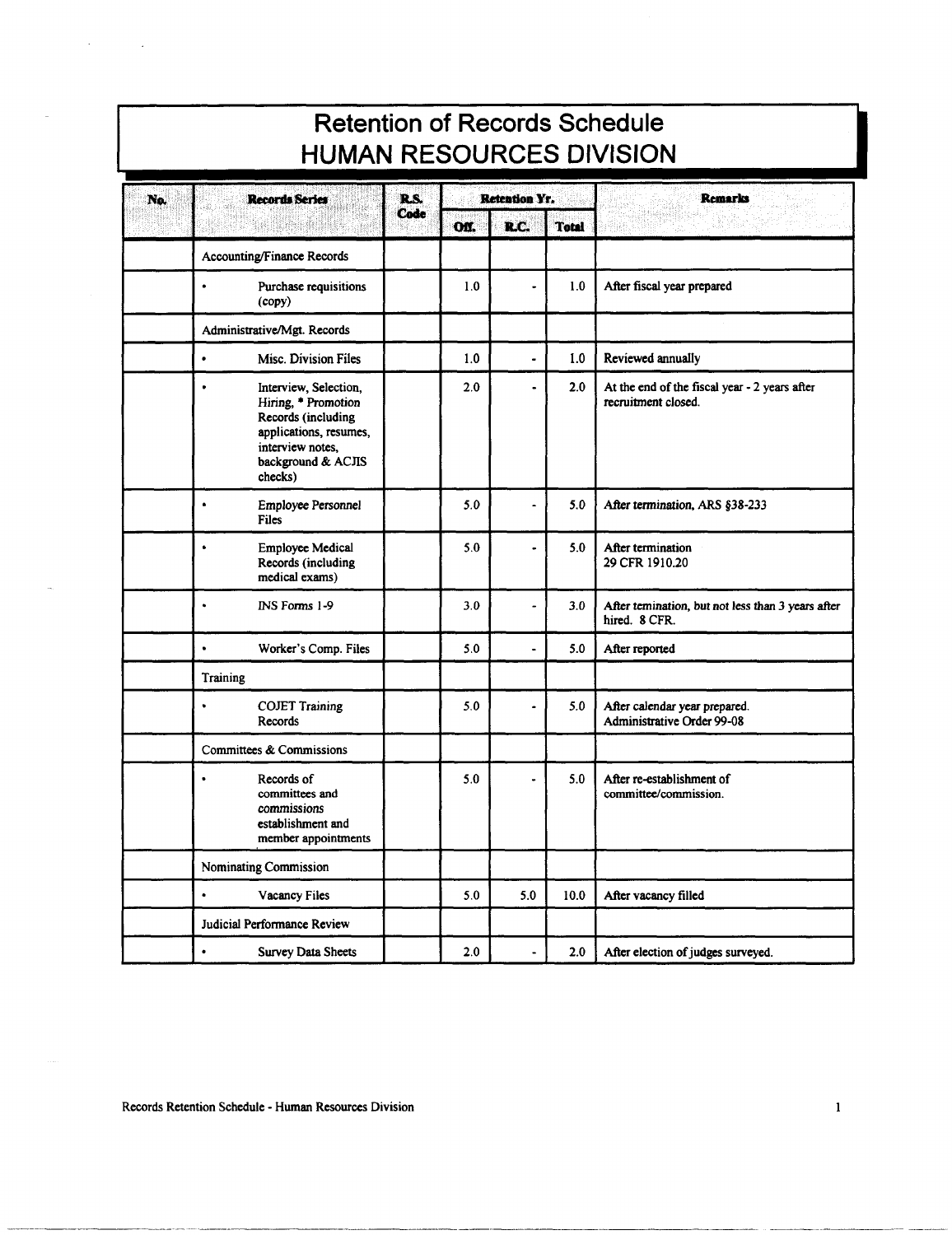# Retention of Records Schedule
# HUMAN RESOURCES DIVISION

| No. | Records Series | R.S. Code | Retention Yr. | | | Remarks |
|---|---|---|---|---|---|---|
| | | | Off. | R.C. | Total | |
| | Accounting/Finance Records | | | | | |
| | • Purchase requisitions (copy) | | 1.0 | - | 1.0 | After fiscal year prepared |
| | Administrative/Mgt. Records | | | | | |
| | • Misc. Division Files | | 1.0 | - | 1.0 | Reviewed annually |
| | • Interview, Selection, Hiring, * Promotion Records (including applications, resumes, interview notes, background & ACJIS checks) | | 2.0 | - | 2.0 | At the end of the fiscal year - 2 years after recruitment closed. |
| | • Employee Personnel Files | | 5.0 | - | 5.0 | After termination, ARS §38-233 |
| | • Employee Medical Records (including medical exams) | | 5.0 | - | 5.0 | After termination 29 CFR 1910.20 |
| | • INS Forms 1-9 | | 3.0 | - | 3.0 | After temination, but not less than 3 years after hired. 8 CFR. |
| | • Worker's Comp. Files | | 5.0 | - | 5.0 | After reported |
| | Training | | | | | |
| | • COJET Training Records | | 5.0 | - | 5.0 | After calendar year prepared. Administrative Order 99-08 |
| | Committees & Commissions | | | | | |
| | • Records of committees and commissions establishment and member appointments | | 5.0 | - | 5.0 | After re-establishment of committee/commission. |
| | Nominating Commission | | | | | |
| | • Vacancy Files | | 5.0 | 5.0 | 10.0 | After vacancy filled |
| | Judicial Performance Review | | | | | |
| | • Survey Data Sheets | | 2.0 | - | 2.0 | After election of judges surveyed. |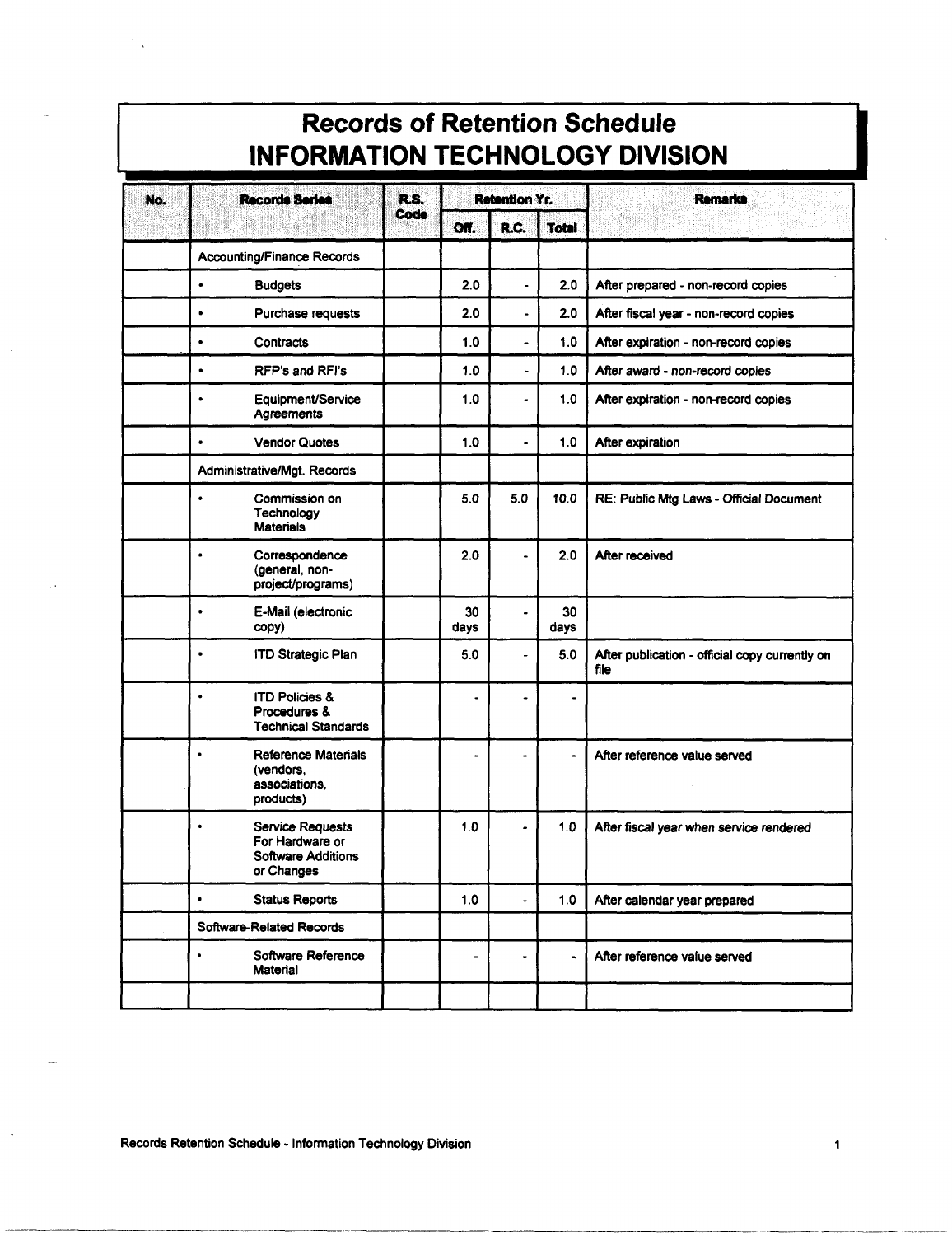# Records of Retention Schedule
## INFORMATION TECHNOLOGY DIVISION

| No. | Records Series | R.S. Code | Retention Yr. | | | Remarks |
|---|---|---|---|---|---|---|
| | | | Off. | R.C. | Total | |
| | Accounting/Finance Records | | | | | |
| | • Budgets | | 2.0 | - | 2.0 | After prepared - non-record copies |
| | • Purchase requests | | 2.0 | - | 2.0 | After fiscal year - non-record copies |
| | • Contracts | | 1.0 | - | 1.0 | After expiration - non-record copies |
| | • RFP's and RFI's | | 1.0 | - | 1.0 | After award - non-record copies |
| | • Equipment/Service Agreements | | 1.0 | - | 1.0 | After expiration - non-record copies |
| | • Vendor Quotes | | 1.0 | - | 1.0 | After expiration |
| | Administrative/Mgt. Records | | | | | |
| | • Commission on Technology Materials | | 5.0 | 5.0 | 10.0 | RE: Public Mtg Laws - Official Document |
| | • Correspondence (general, non-project/programs) | | 2.0 | - | 2.0 | After received |
| | • E-Mail (electronic copy) | | 30 days | - | 30 days | |
| | • ITD Strategic Plan | | 5.0 | - | 5.0 | After publication - official copy currently on file |
| | • ITD Policies & Procedures & Technical Standards | | - | - | - | |
| | • Reference Materials (vendors, associations, products) | | - | - | - | After reference value served |
| | • Service Requests For Hardware or Software Additions or Changes | | 1.0 | - | 1.0 | After fiscal year when service rendered |
| | • Status Reports | | 1.0 | - | 1.0 | After calendar year prepared |
| | Software-Related Records | | | | | |
| | • Software Reference Material | | - | - | - | After reference value served |
| | | | | | | |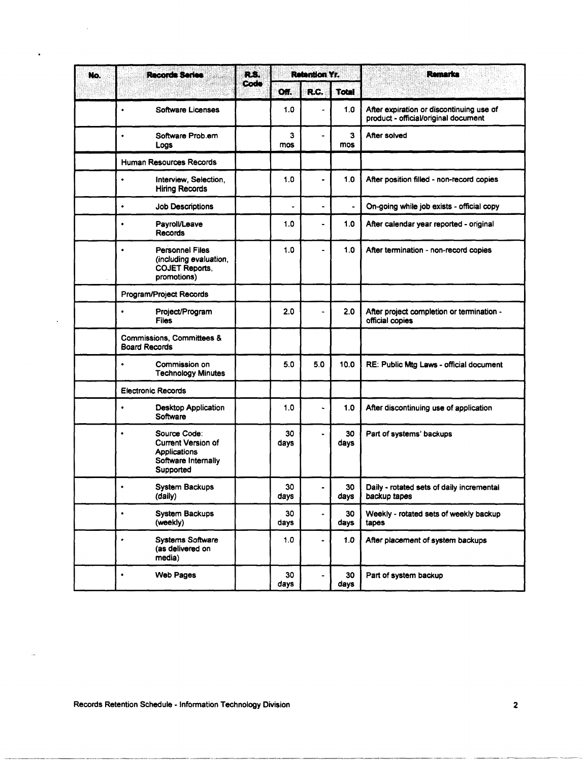| No. | Records Series | R.S. Code | Retention Yr. | | | Remarks |
|---|---|---|---|---|---|---|
| | | | Off. | R.C. | Total | |
| | • Software Licenses | | 1.0 | - | 1.0 | After expiration or discontinuing use of product - official/original document |
| | • Software Prob.em Logs | | 3 mos | - | 3 mos | After solved |
| | Human Resources Records | | | | | |
| | • Interview, Selection, Hiring Records | | 1.0 | - | 1.0 | After position filled - non-record copies |
| | • Job Descriptions | | - | - | - | On-going while job exists - official copy |
| | • Payroll/Leave Records | | 1.0 | - | 1.0 | After calendar year reported - original |
| | • Personnel Files (including evaluation, COJET Reports, promotions) | | 1.0 | - | 1.0 | After termination - non-record copies |
| | Program/Project Records | | | | | |
| | • Project/Program Files | | 2.0 | - | 2.0 | After project completion or termination - official copies |
| | Commissions, Committees & Board Records | | | | | |
| | • Commission on Technology Minutes | | 5.0 | 5.0 | 10.0 | RE: Public Mtg Laws - official document |
| | Electronic Records | | | | | |
| | • Desktop Application Software | | 1.0 | - | 1.0 | After discontinuing use of application |
| | • Source Code: Current Version of Applications Software Internally Supported | | 30 days | - | 30 days | Part of systems' backups |
| | • System Backups (daily) | | 30 days | - | 30 days | Daily - rotated sets of daily incremental backup tapes |
| | • System Backups (weekly) | | 30 days | - | 30 days | Weekly - rotated sets of weekly backup tapes |
| | • Systems Software (as delivered on media) | | 1.0 | - | 1.0 | After placement of system backups |
| | • Web Pages | | 30 days | - | 30 days | Part of system backup |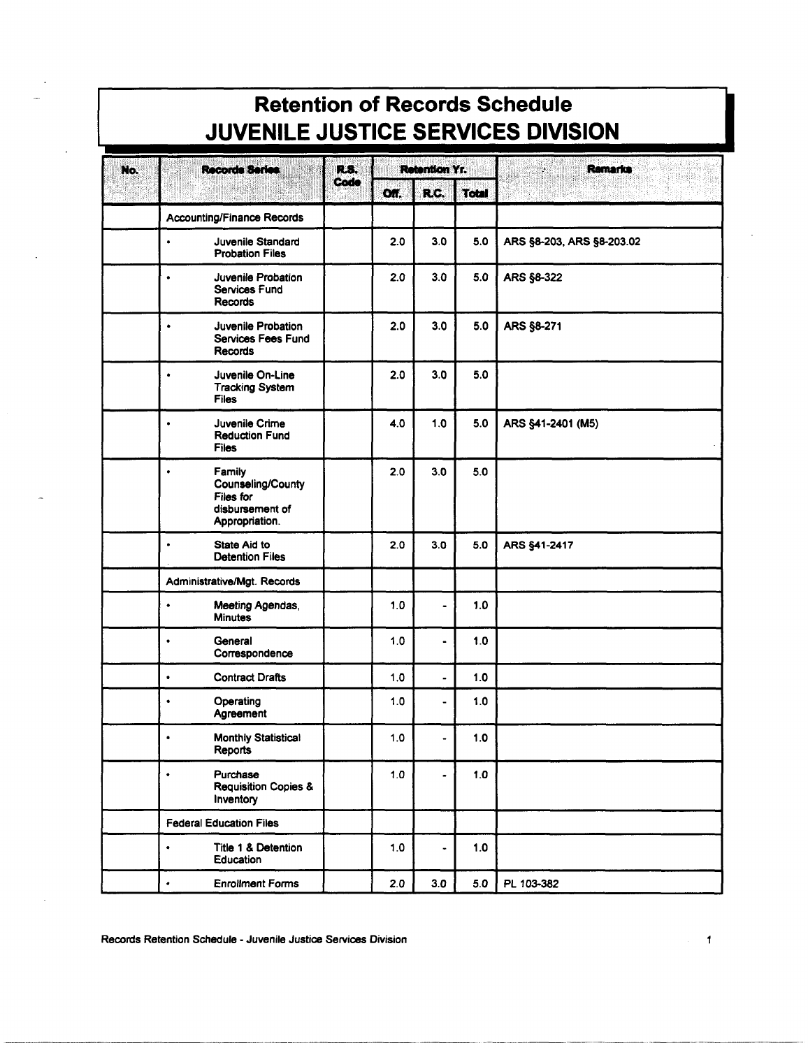# Retention of Records Schedule
## JUVENILE JUSTICE SERVICES DIVISION

| No. | Records Series | R.S. Code | Retention Yr. | | | Remarks |
|---|---|---|---|---|---|---|
| | | | Off. | R.C. | Total | |
| | Accounting/Finance Records | | | | | |
| | • Juvenile Standard Probation Files | | 2.0 | 3.0 | 5.0 | ARS §8-203, ARS §8-203.02 |
| | • Juvenile Probation Services Fund Records | | 2.0 | 3.0 | 5.0 | ARS §8-322 |
| | • Juvenile Probation Services Fees Fund Records | | 2.0 | 3.0 | 5.0 | ARS §8-271 |
| | • Juvenile On-Line Tracking System Files | | 2.0 | 3.0 | 5.0 | |
| | • Juvenile Crime Reduction Fund Files | | 4.0 | 1.0 | 5.0 | ARS §41-2401 (M5) |
| | • Family Counseling/County Files for disbursement of Appropriation. | | 2.0 | 3.0 | 5.0 | |
| | • State Aid to Detention Files | | 2.0 | 3.0 | 5.0 | ARS §41-2417 |
| | Administrative/Mgt. Records | | | | | |
| | • Meeting Agendas, Minutes | | 1.0 | - | 1.0 | |
| | • General Correspondence | | 1.0 | - | 1.0 | |
| | • Contract Drafts | | 1.0 | - | 1.0 | |
| | • Operating Agreement | | 1.0 | - | 1.0 | |
| | • Monthly Statistical Reports | | 1.0 | - | 1.0 | |
| | • Purchase Requisition Copies & Inventory | | 1.0 | - | 1.0 | |
| | Federal Education Files | | | | | |
| | • Title 1 & Detention Education | | 1.0 | - | 1.0 | |
| | • Enrollment Forms | | 2.0 | 3.0 | 5.0 | PL 103-382 |